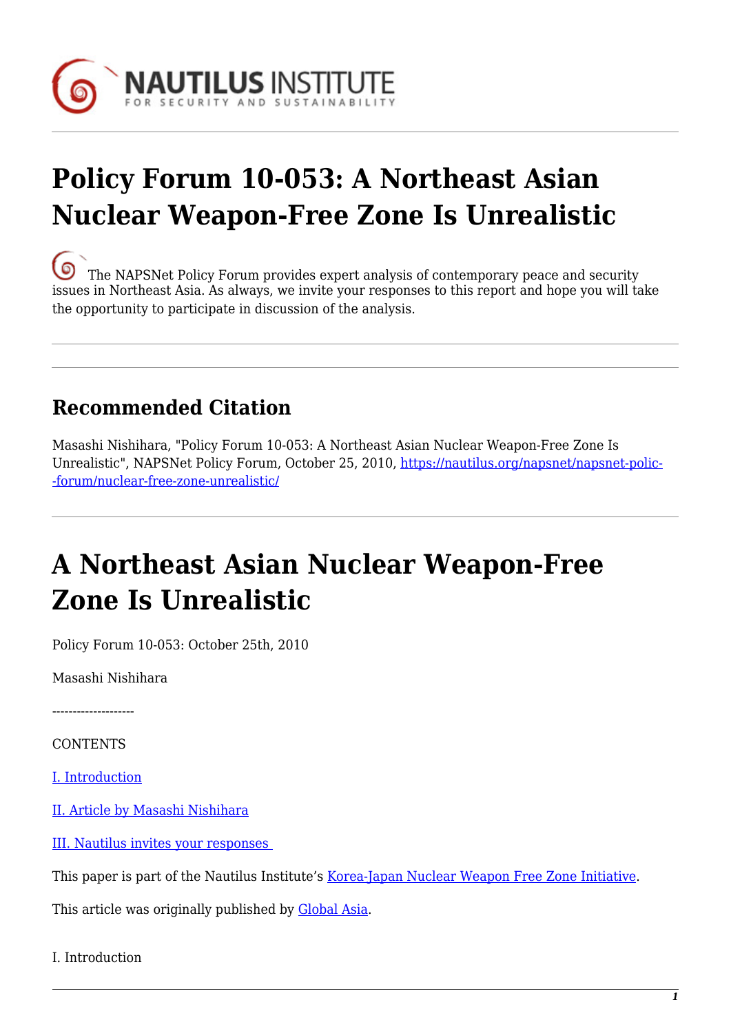# Policy Forum 10-053: A Northeast Asian Nuclear Weapon-Free Zone Is Unrealistic

The NAPSNet Policy Forum provides expert analysis of contemporary peace and security issues in Northeast Asia. As always, we invite your responses to this report and hope you will take the opportunity to participate in discussion of the analysis.

## Recommended Citation

Masashi Nishihara, "Policy Forum 10-053: A Northeast Asian Nuclear Weapon-Free Zone Is Unrealistic", NAPSNet Policy Forum, October 25, 2010, https://nautilus.org/napsnet/napsnet-policy-forum/nuclear-free-zone-unrealistic/

# A Northeast Asian Nuclear Weapon-Free Zone Is Unrealistic

Policy Forum 10-053: October 25th, 2010

Masashi Nishihara

--------------------

CONTENTS

I. Introduction

II. Article by Masashi Nishihara

III. Nautilus invites your responses

This paper is part of the Nautilus Institute's Korea-Japan Nuclear Weapon Free Zone Initiative.

This article was originally published by Global Asia.

I. Introduction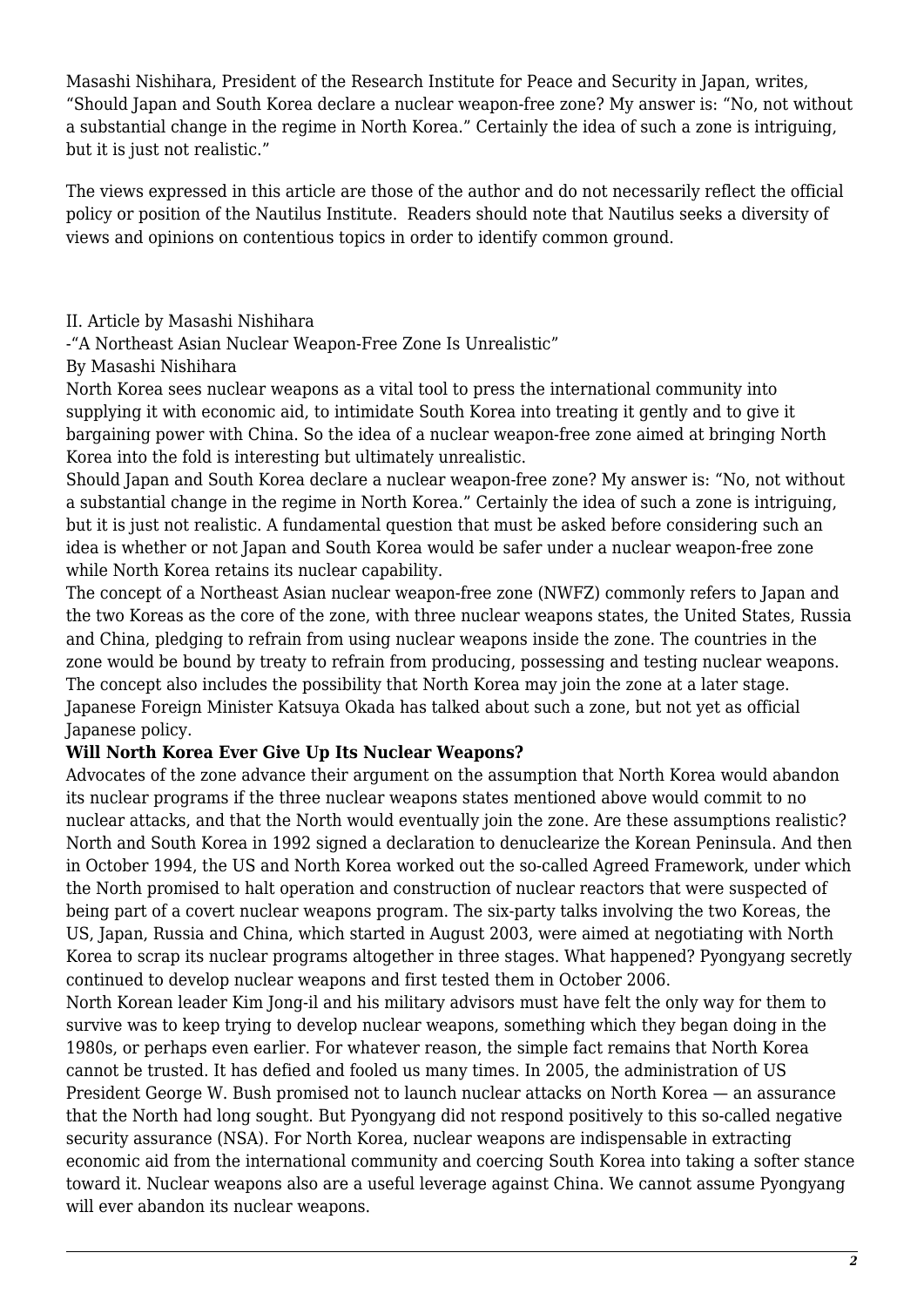Masashi Nishihara, President of the Research Institute for Peace and Security in Japan, writes, "Should Japan and South Korea declare a nuclear weapon-free zone? My answer is: "No, not without a substantial change in the regime in North Korea." Certainly the idea of such a zone is intriguing, but it is just not realistic."

The views expressed in this article are those of the author and do not necessarily reflect the official policy or position of the Nautilus Institute. Readers should note that Nautilus seeks a diversity of views and opinions on contentious topics in order to identify common ground.

II. Article by Masashi Nishihara

-"A Northeast Asian Nuclear Weapon-Free Zone Is Unrealistic"

By Masashi Nishihara

North Korea sees nuclear weapons as a vital tool to press the international community into supplying it with economic aid, to intimidate South Korea into treating it gently and to give it bargaining power with China. So the idea of a nuclear weapon-free zone aimed at bringing North Korea into the fold is interesting but ultimately unrealistic.

Should Japan and South Korea declare a nuclear weapon-free zone? My answer is: "No, not without a substantial change in the regime in North Korea." Certainly the idea of such a zone is intriguing, but it is just not realistic. A fundamental question that must be asked before considering such an idea is whether or not Japan and South Korea would be safer under a nuclear weapon-free zone while North Korea retains its nuclear capability.

The concept of a Northeast Asian nuclear weapon-free zone (NWFZ) commonly refers to Japan and the two Koreas as the core of the zone, with three nuclear weapons states, the United States, Russia and China, pledging to refrain from using nuclear weapons inside the zone. The countries in the zone would be bound by treaty to refrain from producing, possessing and testing nuclear weapons. The concept also includes the possibility that North Korea may join the zone at a later stage. Japanese Foreign Minister Katsuya Okada has talked about such a zone, but not yet as official Japanese policy.

**Will North Korea Ever Give Up Its Nuclear Weapons?**

Advocates of the zone advance their argument on the assumption that North Korea would abandon its nuclear programs if the three nuclear weapons states mentioned above would commit to no nuclear attacks, and that the North would eventually join the zone. Are these assumptions realistic? North and South Korea in 1992 signed a declaration to denuclearize the Korean Peninsula. And then in October 1994, the US and North Korea worked out the so-called Agreed Framework, under which the North promised to halt operation and construction of nuclear reactors that were suspected of being part of a covert nuclear weapons program. The six-party talks involving the two Koreas, the US, Japan, Russia and China, which started in August 2003, were aimed at negotiating with North Korea to scrap its nuclear programs altogether in three stages. What happened? Pyongyang secretly continued to develop nuclear weapons and first tested them in October 2006.

North Korean leader Kim Jong-il and his military advisors must have felt the only way for them to survive was to keep trying to develop nuclear weapons, something which they began doing in the 1980s, or perhaps even earlier. For whatever reason, the simple fact remains that North Korea cannot be trusted. It has defied and fooled us many times. In 2005, the administration of US President George W. Bush promised not to launch nuclear attacks on North Korea — an assurance that the North had long sought. But Pyongyang did not respond positively to this so-called negative security assurance (NSA). For North Korea, nuclear weapons are indispensable in extracting economic aid from the international community and coercing South Korea into taking a softer stance toward it. Nuclear weapons also are a useful leverage against China. We cannot assume Pyongyang will ever abandon its nuclear weapons.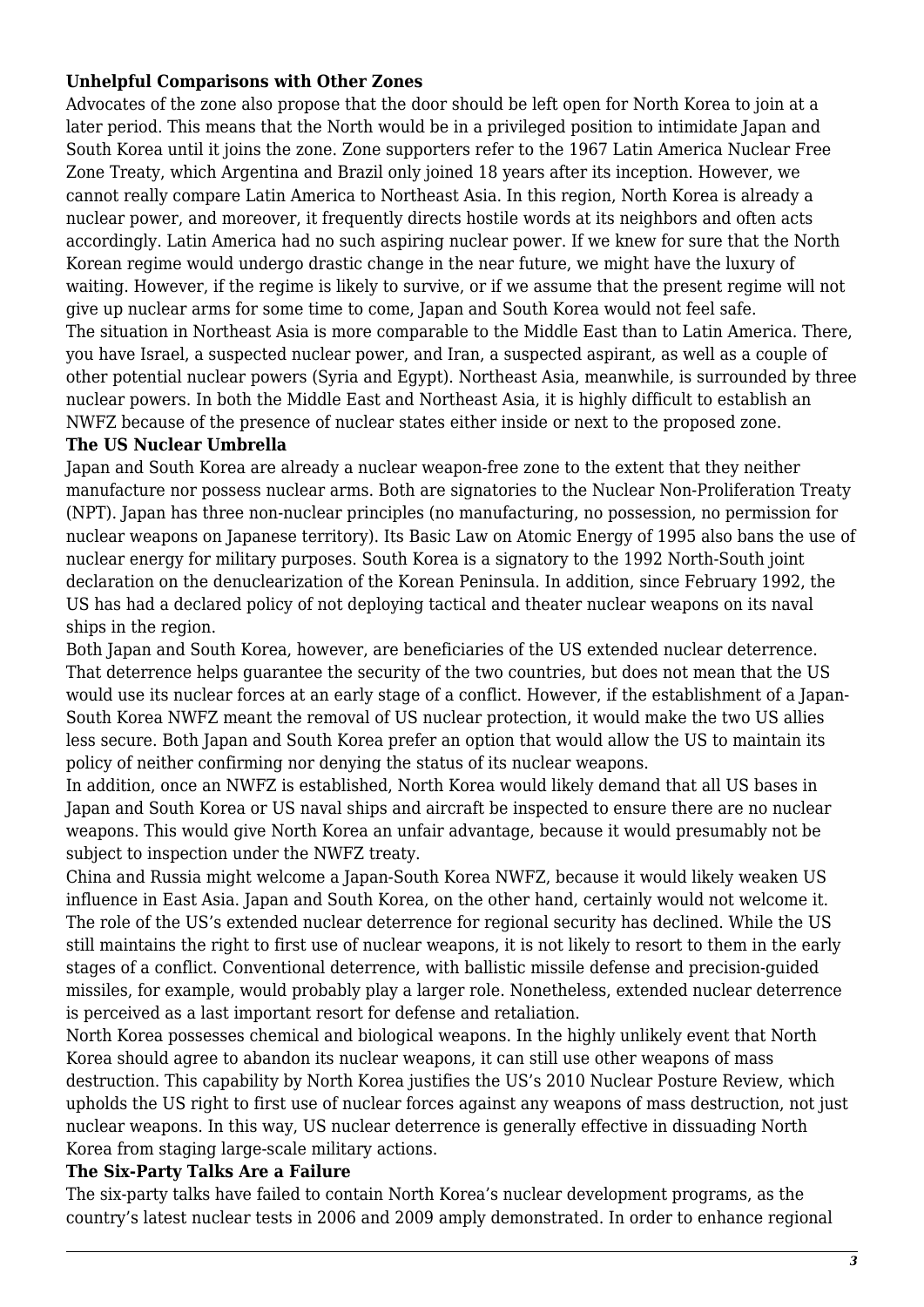**Unhelpful Comparisons with Other Zones**

Advocates of the zone also propose that the door should be left open for North Korea to join at a later period. This means that the North would be in a privileged position to intimidate Japan and South Korea until it joins the zone. Zone supporters refer to the 1967 Latin America Nuclear Free Zone Treaty, which Argentina and Brazil only joined 18 years after its inception. However, we cannot really compare Latin America to Northeast Asia. In this region, North Korea is already a nuclear power, and moreover, it frequently directs hostile words at its neighbors and often acts accordingly. Latin America had no such aspiring nuclear power. If we knew for sure that the North Korean regime would undergo drastic change in the near future, we might have the luxury of waiting. However, if the regime is likely to survive, or if we assume that the present regime will not give up nuclear arms for some time to come, Japan and South Korea would not feel safe.

The situation in Northeast Asia is more comparable to the Middle East than to Latin America. There, you have Israel, a suspected nuclear power, and Iran, a suspected aspirant, as well as a couple of other potential nuclear powers (Syria and Egypt). Northeast Asia, meanwhile, is surrounded by three nuclear powers. In both the Middle East and Northeast Asia, it is highly difficult to establish an NWFZ because of the presence of nuclear states either inside or next to the proposed zone.

**The US Nuclear Umbrella**

Japan and South Korea are already a nuclear weapon-free zone to the extent that they neither manufacture nor possess nuclear arms. Both are signatories to the Nuclear Non-Proliferation Treaty (NPT). Japan has three non-nuclear principles (no manufacturing, no possession, no permission for nuclear weapons on Japanese territory). Its Basic Law on Atomic Energy of 1995 also bans the use of nuclear energy for military purposes. South Korea is a signatory to the 1992 North-South joint declaration on the denuclearization of the Korean Peninsula. In addition, since February 1992, the US has had a declared policy of not deploying tactical and theater nuclear weapons on its naval ships in the region.

Both Japan and South Korea, however, are beneficiaries of the US extended nuclear deterrence. That deterrence helps guarantee the security of the two countries, but does not mean that the US would use its nuclear forces at an early stage of a conflict. However, if the establishment of a Japan-South Korea NWFZ meant the removal of US nuclear protection, it would make the two US allies less secure. Both Japan and South Korea prefer an option that would allow the US to maintain its policy of neither confirming nor denying the status of its nuclear weapons.

In addition, once an NWFZ is established, North Korea would likely demand that all US bases in Japan and South Korea or US naval ships and aircraft be inspected to ensure there are no nuclear weapons. This would give North Korea an unfair advantage, because it would presumably not be subject to inspection under the NWFZ treaty.

China and Russia might welcome a Japan-South Korea NWFZ, because it would likely weaken US influence in East Asia. Japan and South Korea, on the other hand, certainly would not welcome it. The role of the US's extended nuclear deterrence for regional security has declined. While the US still maintains the right to first use of nuclear weapons, it is not likely to resort to them in the early stages of a conflict. Conventional deterrence, with ballistic missile defense and precision-guided missiles, for example, would probably play a larger role. Nonetheless, extended nuclear deterrence is perceived as a last important resort for defense and retaliation.

North Korea possesses chemical and biological weapons. In the highly unlikely event that North Korea should agree to abandon its nuclear weapons, it can still use other weapons of mass destruction. This capability by North Korea justifies the US's 2010 Nuclear Posture Review, which upholds the US right to first use of nuclear forces against any weapons of mass destruction, not just nuclear weapons. In this way, US nuclear deterrence is generally effective in dissuading North Korea from staging large-scale military actions.

**The Six-Party Talks Are a Failure**

The six-party talks have failed to contain North Korea's nuclear development programs, as the country's latest nuclear tests in 2006 and 2009 amply demonstrated. In order to enhance regional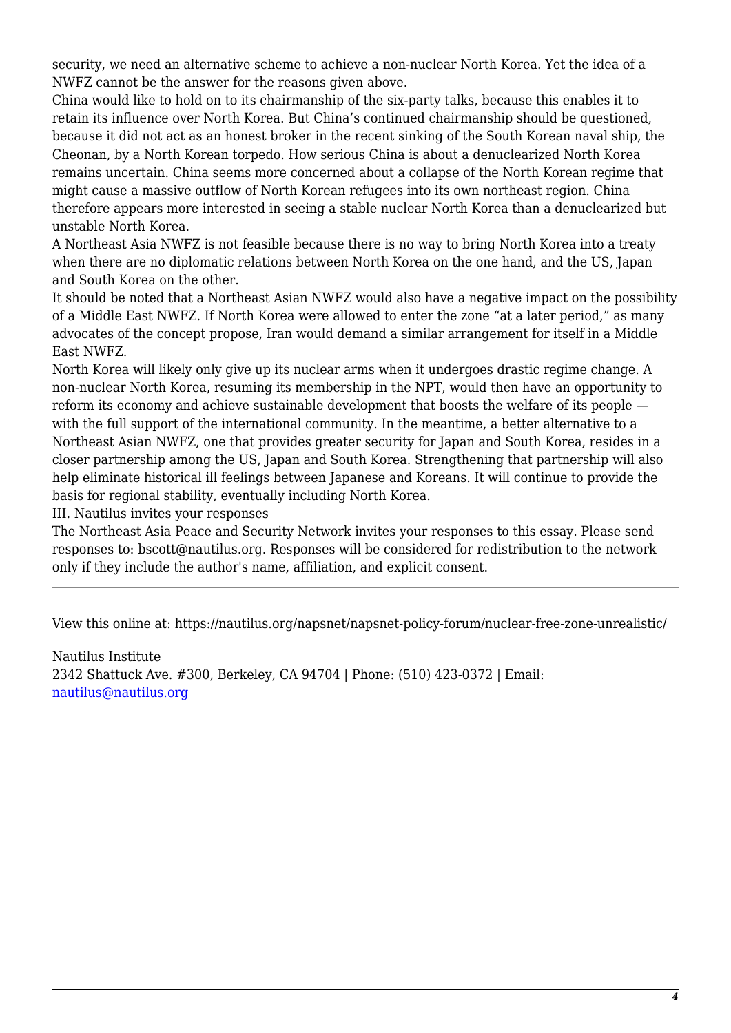security, we need an alternative scheme to achieve a non-nuclear North Korea. Yet the idea of a NWFZ cannot be the answer for the reasons given above.

China would like to hold on to its chairmanship of the six-party talks, because this enables it to retain its influence over North Korea. But China's continued chairmanship should be questioned, because it did not act as an honest broker in the recent sinking of the South Korean naval ship, the Cheonan, by a North Korean torpedo. How serious China is about a denuclearized North Korea remains uncertain. China seems more concerned about a collapse of the North Korean regime that might cause a massive outflow of North Korean refugees into its own northeast region. China therefore appears more interested in seeing a stable nuclear North Korea than a denuclearized but unstable North Korea.

A Northeast Asia NWFZ is not feasible because there is no way to bring North Korea into a treaty when there are no diplomatic relations between North Korea on the one hand, and the US, Japan and South Korea on the other.

It should be noted that a Northeast Asian NWFZ would also have a negative impact on the possibility of a Middle East NWFZ. If North Korea were allowed to enter the zone "at a later period," as many advocates of the concept propose, Iran would demand a similar arrangement for itself in a Middle East NWFZ.

North Korea will likely only give up its nuclear arms when it undergoes drastic regime change. A non-nuclear North Korea, resuming its membership in the NPT, would then have an opportunity to reform its economy and achieve sustainable development that boosts the welfare of its people — with the full support of the international community. In the meantime, a better alternative to a Northeast Asian NWFZ, one that provides greater security for Japan and South Korea, resides in a closer partnership among the US, Japan and South Korea. Strengthening that partnership will also help eliminate historical ill feelings between Japanese and Koreans. It will continue to provide the basis for regional stability, eventually including North Korea.

## III. Nautilus invites your responses

The Northeast Asia Peace and Security Network invites your responses to this essay. Please send responses to: bscott@nautilus.org. Responses will be considered for redistribution to the network only if they include the author's name, affiliation, and explicit consent.

---

View this online at: https://nautilus.org/napsnet/napsnet-policy-forum/nuclear-free-zone-unrealistic/

Nautilus Institute
2342 Shattuck Ave. #300, Berkeley, CA 94704 | Phone: (510) 423-0372 | Email: nautilus@nautilus.org